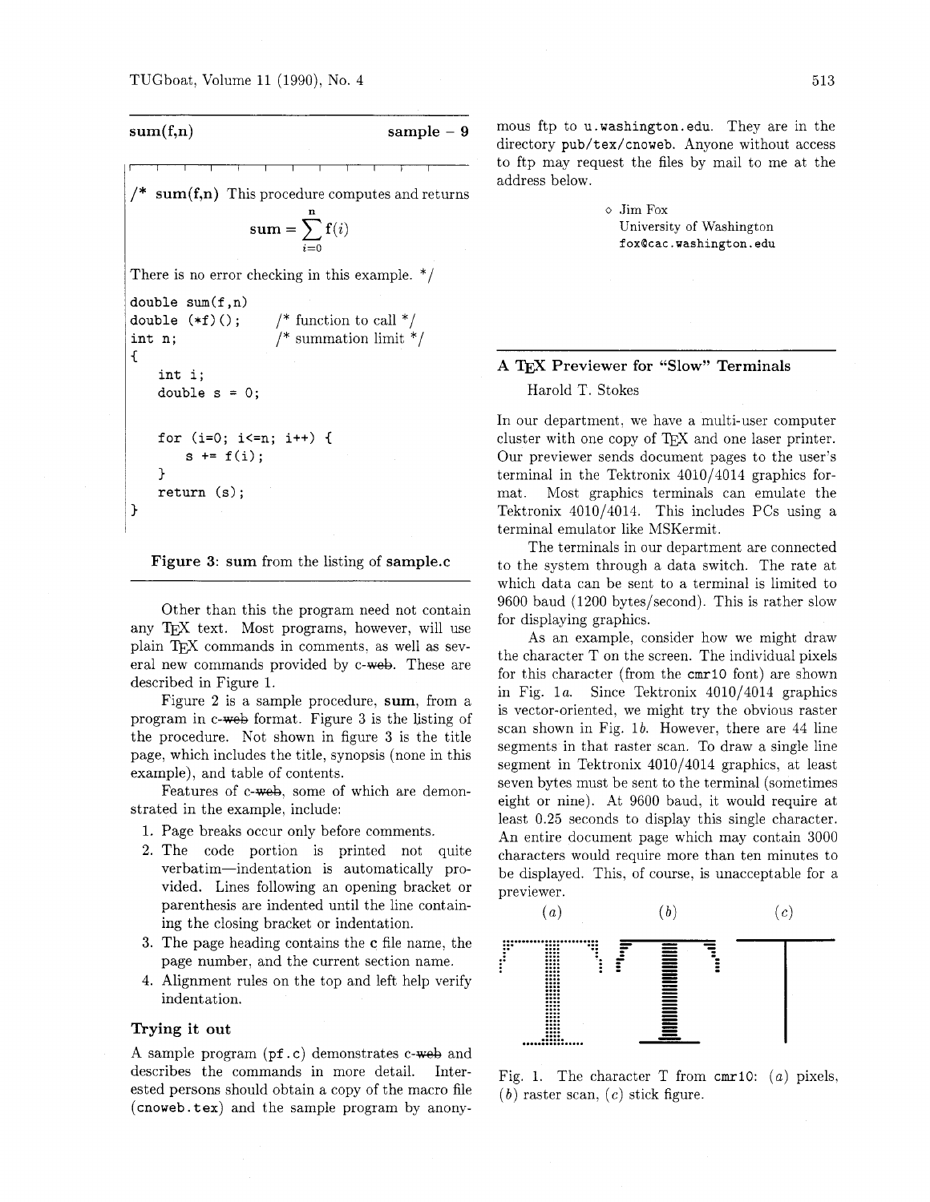**sum(f,n)** **sample – 9**

/* **sum(f,n)** This procedure computes and returns

$$\mathbf{sum} = \sum_{i=0}^{\mathbf{n}} \mathbf{f}(i)$$

There is no error checking in this example. */

```
double sum(f,n)
double (*f)();         /* function to call */
int n;                 /* summation limit */
{
    int i;
    double s = 0;

    for (i=0; i<=n; i++) {
        s += f(i);
    }
    return (s);
}
```

**Figure 3**: **sum** from the listing of **sample.c**

Other than this the program need not contain any TEX text. Most programs, however, will use plain TEX commands in comments, as well as several new commands provided by c-~~web~~. These are described in Figure 1.

Figure 2 is a sample procedure, **sum**, from a program in c-~~web~~ format. Figure 3 is the listing of the procedure. Not shown in figure 3 is the title page, which includes the title, synopsis (none in this example), and table of contents.

Features of c-~~web~~, some of which are demonstrated in the example, include:

1. Page breaks occur only before comments.
2. The code portion is printed not quite verbatim—indentation is automatically provided. Lines following an opening bracket or parenthesis are indented until the line containing the closing bracket or indentation.
3. The page heading contains the c file name, the page number, and the current section name.
4. Alignment rules on the top and left help verify indentation.

### Trying it out

A sample program (`pf.c`) demonstrates c-~~web~~ and describes the commands in more detail. Interested persons should obtain a copy of the macro file (`cnoweb.tex`) and the sample program by anonymous ftp to `u.washington.edu`. They are in the directory `pub/tex/cnoweb`. Anyone without access to ftp may request the files by mail to me at the address below.

◇ Jim Fox
University of Washington
`fox@cac.washington.edu`

## A TEX Previewer for "Slow" Terminals

Harold T. Stokes

In our department, we have a multi-user computer cluster with one copy of TEX and one laser printer. Our previewer sends document pages to the user's terminal in the Tektronix 4010/4014 graphics format. Most graphics terminals can emulate the Tektronix 4010/4014. This includes PCs using a terminal emulator like MSKermit.

The terminals in our department are connected to the system through a data switch. The rate at which data can be sent to a terminal is limited to 9600 baud (1200 bytes/second). This is rather slow for displaying graphics.

As an example, consider how we might draw the character T on the screen. The individual pixels for this character (from the `cmr10` font) are shown in Fig. 1*a*. Since Tektronix 4010/4014 graphics is vector-oriented, we might try the obvious raster scan shown in Fig. 1*b*. However, there are 44 line segments in that raster scan. To draw a single line segment in Tektronix 4010/4014 graphics, at least seven bytes must be sent to the terminal (sometimes eight or nine). At 9600 baud, it would require at least 0.25 seconds to display this single character. An entire document page which may contain 3000 characters would require more than ten minutes to be displayed. This, of course, is unacceptable for a previewer.

Fig. 1. The character T from `cmr10`: (*a*) pixels, (*b*) raster scan, (*c*) stick figure.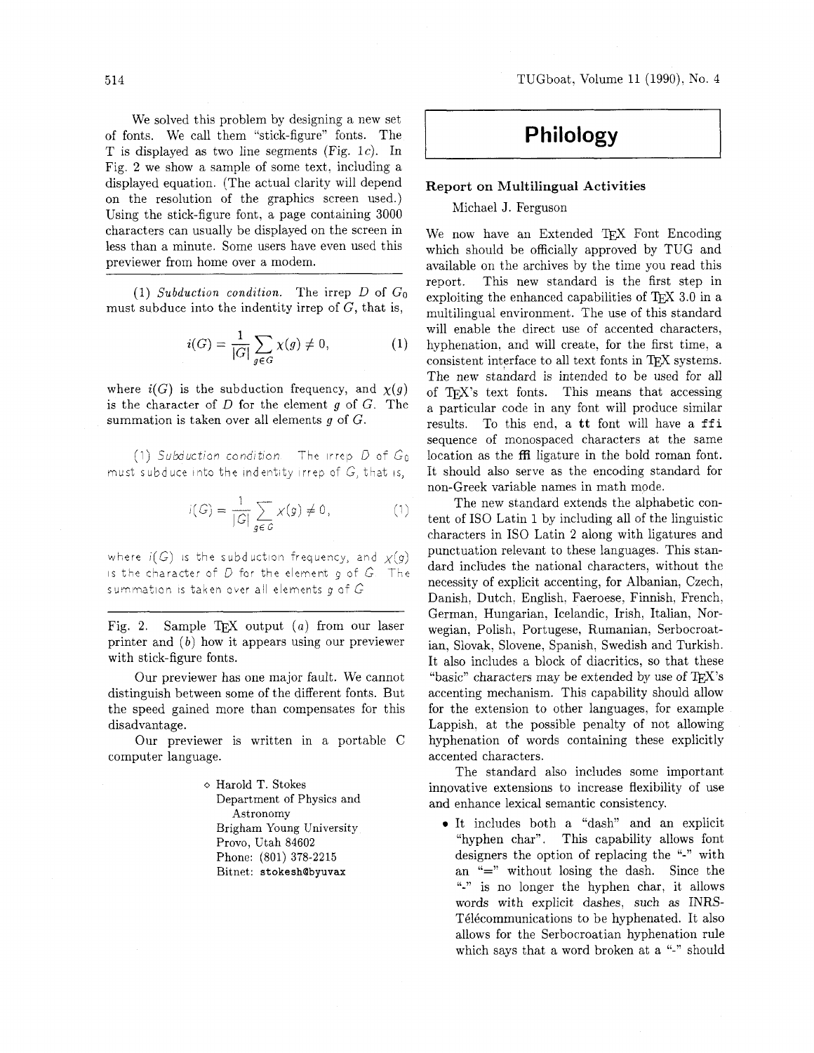We solved this problem by designing a new set of fonts. We call them "stick-figure" fonts. The T is displayed as two line segments (Fig. 1*c*). In Fig. 2 we show a sample of some text, including a displayed equation. (The actual clarity will depend on the resolution of the graphics screen used.) Using the stick-figure font, a page containing 3000 characters can usually be displayed on the screen in less than a minute. Some users have even used this previewer from home over a modem.

---

(1) *Subduction condition.* The irrep $D$ of $G_0$ must subduce into the indentity irrep of $G$, that is,

$$i(G) = \frac{1}{|G|} \sum_{g \in G} \chi(g) \neq 0, \qquad (1)$$

where $i(G)$ is the subduction frequency, and $\chi(g)$ is the character of $D$ for the element $g$ of $G$. The summation is taken over all elements $g$ of $G$.

(1) *Subduction condition.* The irrep $D$ of $G_0$ must subduce into the indentity irrep of $G$, that is,

$$i(G) = \frac{1}{|G|} \sum_{g \in G} \chi(g) \neq 0, \qquad (1)$$

where $i(G)$ is the subduction frequency, and $\chi(g)$ is the character of $D$ for the element $g$ of $G$. The summation is taken over all elements $g$ of $G$

---

Fig. 2. Sample TEX output (*a*) from our laser printer and (*b*) how it appears using our previewer with stick-figure fonts.

Our previewer has one major fault. We cannot distinguish between some of the different fonts. But the speed gained more than compensates for this disadvantage.

Our previewer is written in a portable C computer language.

◇ Harold T. Stokes
Department of Physics and Astronomy
Brigham Young University
Provo, Utah 84602
Phone: (801) 378-2215
Bitnet: `stokesh@byuvax`

# Philology

## Report on Multilingual Activities

Michael J. Ferguson

We now have an Extended TEX Font Encoding which should be officially approved by TUG and available on the archives by the time you read this report. This new standard is the first step in exploiting the enhanced capabilities of TEX 3.0 in a multilingual environment. The use of this standard will enable the direct use of accented characters, hyphenation, and will create, for the first time, a consistent interface to all text fonts in TEX systems. The new standard is intended to be used for all of TEX's text fonts. This means that accessing a particular code in any font will produce similar results. To this end, a `tt` font will have a `ffi` sequence of monospaced characters at the same location as the **ffi** ligature in the bold roman font. It should also serve as the encoding standard for non-Greek variable names in math mode.

The new standard extends the alphabetic content of ISO Latin 1 by including all of the linguistic characters in ISO Latin 2 along with ligatures and punctuation relevant to these languages. This standard includes the national characters, without the necessity of explicit accenting, for Albanian, Czech, Danish, Dutch, English, Faeroese, Finnish, French, German, Hungarian, Icelandic, Irish, Italian, Norwegian, Polish, Portugese, Rumanian, Serbocroatian, Slovak, Slovene, Spanish, Swedish and Turkish. It also includes a block of diacritics, so that these "basic" characters may be extended by use of TEX's accenting mechanism. This capability should allow for the extension to other languages, for example Lappish, at the possible penalty of not allowing hyphenation of words containing these explicitly accented characters.

The standard also includes some important innovative extensions to increase flexibility of use and enhance lexical semantic consistency.

- It includes both a "dash" and an explicit "hyphen char". This capability allows font designers the option of replacing the "-" with an "=" without losing the dash. Since the "-" is no longer the hyphen char, it allows words with explicit dashes, such as INRS-Télécommunications to be hyphenated. It also allows for the Serbocroatian hyphenation rule which says that a word broken at a "-" should